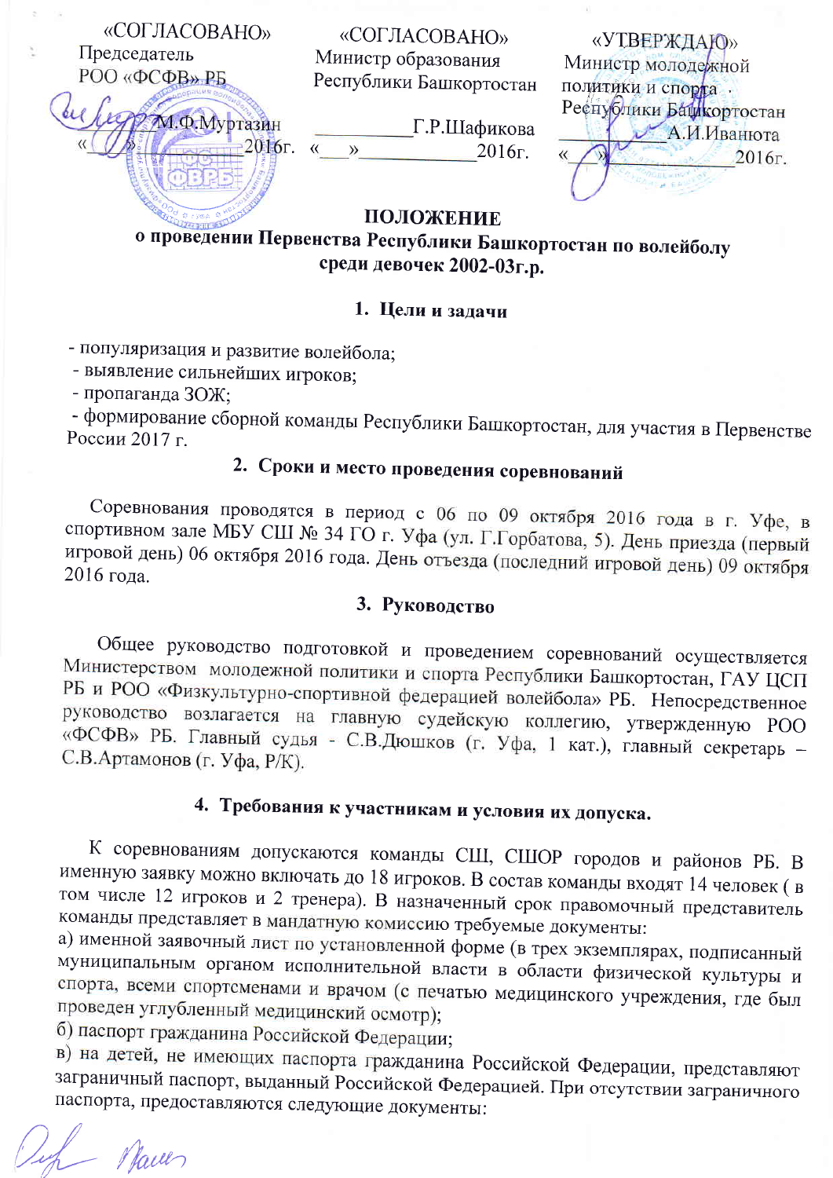«СОГЛАСОВАНО»
Председатель
РОО «ФСФВ» РБ
_________М.Ф.Муртазин
«___»__________2016г.

«СОГЛАСОВАНО»
Министр образования
Республики Башкортостан
_________Г.Р.Шафикова
«___»__________2016г.

«УТВЕРЖДАЮ»
Министр молодежной
политики и спорта
Республики Башкортостан
_________А.И.Иванюта
«___»__________2016г.

# ПОЛОЖЕНИЕ
## о проведении Первенства Республики Башкортостан по волейболу среди девочек 2002-03г.р.

### 1. Цели и задачи

- популяризация и развитие волейбола;
- выявление сильнейших игроков;
- пропаганда ЗОЖ;
- формирование сборной команды Республики Башкортостан, для участия в Первенстве России 2017 г.

### 2. Сроки и место проведения соревнований

Соревнования проводятся в период с 06 по 09 октября 2016 года в г. Уфе, в спортивном зале МБУ СШ № 34 ГО г. Уфа (ул. Г.Горбатова, 5). День приезда (первый игровой день) 06 октября 2016 года. День отъезда (последний игровой день) 09 октября 2016 года.

### 3. Руководство

Общее руководство подготовкой и проведением соревнований осуществляется Министерством молодежной политики и спорта Республики Башкортостан, ГАУ ЦСП РБ и РОО «Физкультурно-спортивной федерацией волейбола» РБ. Непосредственное руководство возлагается на главную судейскую коллегию, утвержденную РОО «ФСФВ» РБ. Главный судья - С.В.Дюшков (г. Уфа, 1 кат.), главный секретарь – С.В.Артамонов (г. Уфа, Р/К).

### 4. Требования к участникам и условия их допуска.

К соревнованиям допускаются команды СШ, СШОР городов и районов РБ. В именную заявку можно включать до 18 игроков. В состав команды входят 14 человек ( в том числе 12 игроков и 2 тренера). В назначенный срок правомочный представитель команды представляет в мандатную комиссию требуемые документы:

а) именной заявочный лист по установленной форме (в трех экземплярах, подписанный муниципальным органом исполнительной власти в области физической культуры и спорта, всеми спортсменами и врачом (с печатью медицинского учреждения, где был проведен углубленный медицинский осмотр);

б) паспорт гражданина Российской Федерации;

в) на детей, не имеющих паспорта гражданина Российской Федерации, представляют заграничный паспорт, выданный Российской Федерацией. При отсутствии заграничного паспорта, предоставляются следующие документы: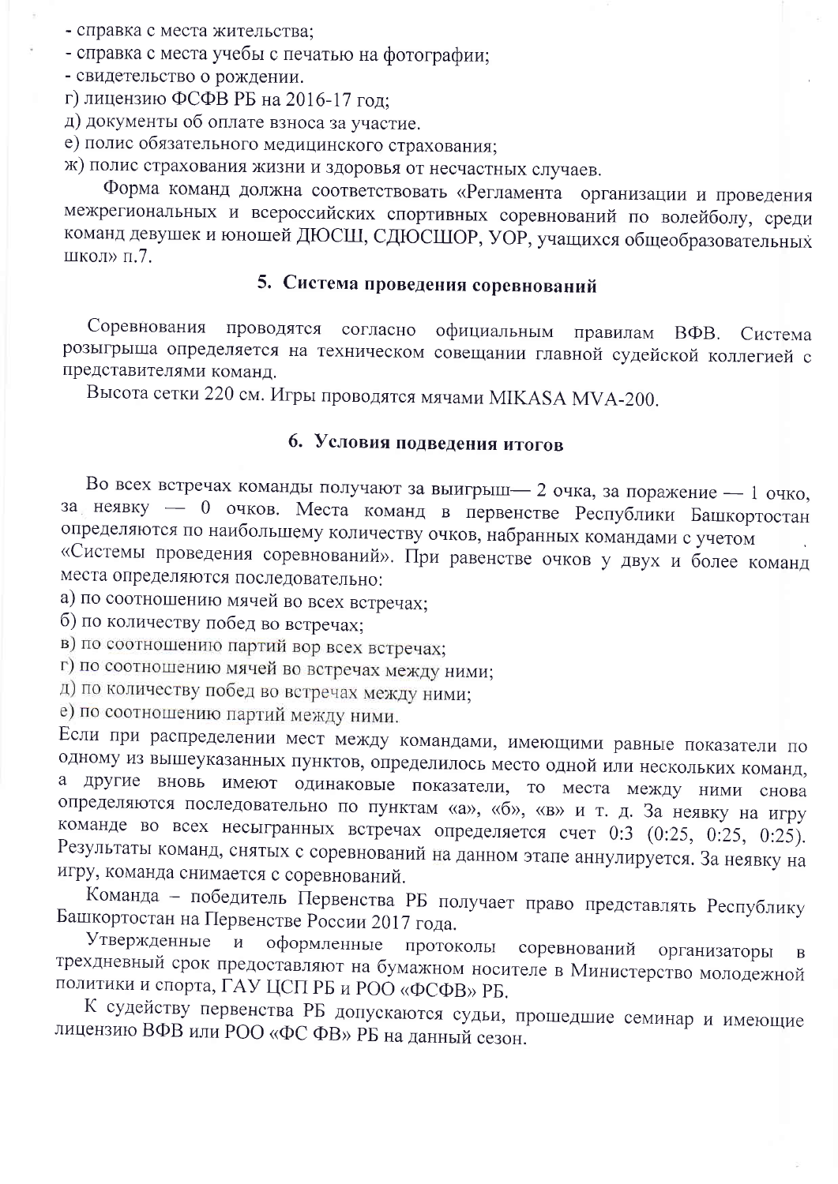- справка с места жительства;
- справка с места учебы с печатью на фотографии;
- свидетельство о рождении.

г) лицензию ФСФВ РБ на 2016-17 год;

д) документы об оплате взноса за участие.

е) полис обязательного медицинского страхования;

ж) полис страхования жизни и здоровья от несчастных случаев.

Форма команд должна соответствовать «Регламента организации и проведения межрегиональных и всероссийских спортивных соревнований по волейболу, среди команд девушек и юношей ДЮСШ, СДЮСШОР, УОР, учащихся общеобразовательных школ» п.7.

## 5. Система проведения соревнований

Соревнования проводятся согласно официальным правилам ВФВ. Система розыгрыша определяется на техническом совещании главной судейской коллегией с представителями команд.

Высота сетки 220 см. Игры проводятся мячами MIKASA MVA-200.

## 6. Условия подведения итогов

Во всех встречах команды получают за выигрыш— 2 очка, за поражение — 1 очко, за неявку — 0 очков. Места команд в первенстве Республики Башкортостан определяются по наибольшему количеству очков, набранных командами с учетом «Системы проведения соревнований». При равенстве очков у двух и более команд места определяются последовательно:

а) по соотношению мячей во всех встречах;

б) по количеству побед во встречах;

в) по соотношению партий вор всех встречах;

г) по соотношению мячей во встречах между ними;

д) по количеству побед во встречах между ними;

е) по соотношению партий между ними.

Если при распределении мест между командами, имеющими равные показатели по одному из вышеуказанных пунктов, определилось место одной или нескольких команд, а другие вновь имеют одинаковые показатели, то места между ними снова определяются последовательно по пунктам «а», «б», «в» и т. д. За неявку на игру команде во всех несыгранных встречах определяется счет 0:3 (0:25, 0:25, 0:25). Результаты команд, снятых с соревнований на данном этапе аннулируется. За неявку на игру, команда снимается с соревнований.

Команда – победитель Первенства РБ получает право представлять Республику Башкортостан на Первенстве России 2017 года.

Утвержденные и оформленные протоколы соревнований организаторы в трехдневный срок предоставляют на бумажном носителе в Министерство молодежной политики и спорта, ГАУ ЦСП РБ и РОО «ФСФВ» РБ.

К судейству первенства РБ допускаются судьи, прошедшие семинар и имеющие лицензию ВФВ или РОО «ФС ФВ» РБ на данный сезон.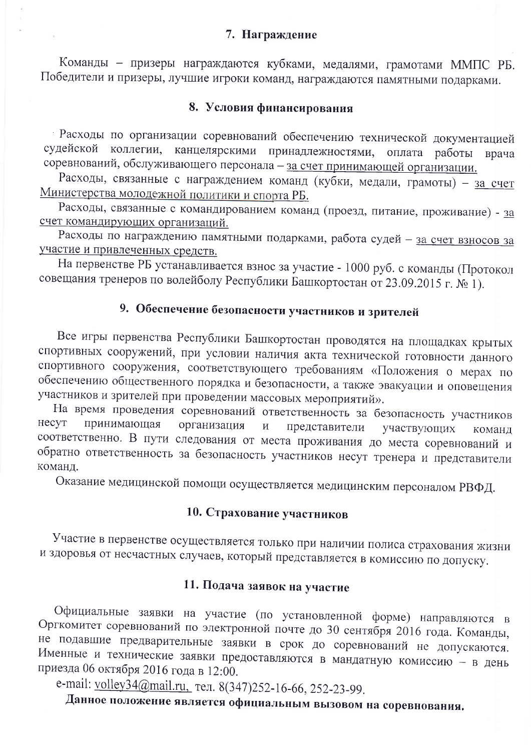## 7. Награждение

Команды – призеры награждаются кубками, медалями, грамотами ММПС РБ. Победители и призеры, лучшие игроки команд, награждаются памятными подарками.

## 8. Условия финансирования

Расходы по организации соревнований обеспечению технической документацией судейской коллегии, канцелярскими принадлежностями, оплата работы врача соревнований, обслуживающего персонала – за счет принимающей организации.

Расходы, связанные с награждением команд (кубки, медали, грамоты) – за счет Министерства молодежной политики и спорта РБ.

Расходы, связанные с командированием команд (проезд, питание, проживание) - за счет командирующих организаций.

Расходы по награждению памятными подарками, работа судей – за счет взносов за участие и привлеченных средств.

На первенстве РБ устанавливается взнос за участие - 1000 руб. с команды (Протокол совещания тренеров по волейболу Республики Башкортостан от 23.09.2015 г. № 1).

## 9. Обеспечение безопасности участников и зрителей

Все игры первенства Республики Башкортостан проводятся на площадках крытых спортивных сооружений, при условии наличия акта технической готовности данного спортивного сооружения, соответствующего требованиям «Положения о мерах по обеспечению общественного порядка и безопасности, а также эвакуации и оповещения участников и зрителей при проведении массовых мероприятий».

На время проведения соревнований ответственность за безопасность участников несут принимающая организация и представители участвующих команд соответственно. В пути следования от места проживания до места соревнований и обратно ответственность за безопасность участников несут тренера и представители команд.

Оказание медицинской помощи осуществляется медицинским персоналом РВФД.

## 10. Страхование участников

Участие в первенстве осуществляется только при наличии полиса страхования жизни и здоровья от несчастных случаев, который представляется в комиссию по допуску.

## 11. Подача заявок на участие

Официальные заявки на участие (по установленной форме) направляются в Оргкомитет соревнований по электронной почте до 30 сентября 2016 года. Команды, не подавшие предварительные заявки в срок до соревнований не допускаются. Именные и технические заявки предоставляются в мандатную комиссию – в день приезда 06 октября 2016 года в 12:00.

e-mail: volley34@mail.ru, тел. 8(347)252-16-66, 252-23-99.

**Данное положение является официальным вызовом на соревнования.**